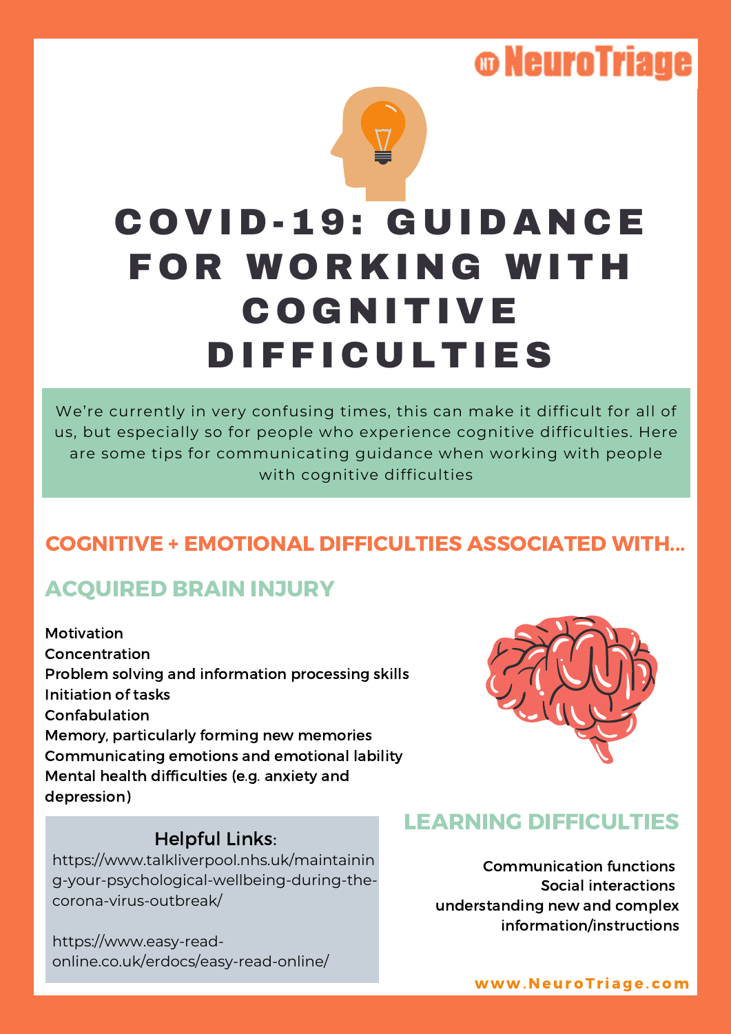# COVID-19: GUIDANCE FOR WORKING WITH COGNITIVE DIFFICULTIES

We're currently in very confusing times, this can make it difficult for all of us, but especially so for people who experience cognitive difficulties. Here are some tips for communicating guidance when working with people with cognitive difficulties

## COGNITIVE + EMOTIONAL DIFFICULTIES ASSOCIATED WITH...

### ACQUIRED BRAIN INJURY

- Motivation
- Concentration
- Problem solving and information processing skills
- Initiation of tasks
- Confabulation
- Memory, particularly forming new memories
- Communicating emotions and emotional lability
- Mental health difficulties (e.g. anxiety and depression)

### LEARNING DIFFICULTIES

- Communication functions
- Social interactions
- understanding new and complex information/instructions

**Helpful Links:**

https://www.talkliverpool.nhs.uk/maintaining-your-psychological-wellbeing-during-the-corona-virus-outbreak/

https://www.easy-read-online.co.uk/erdocs/easy-read-online/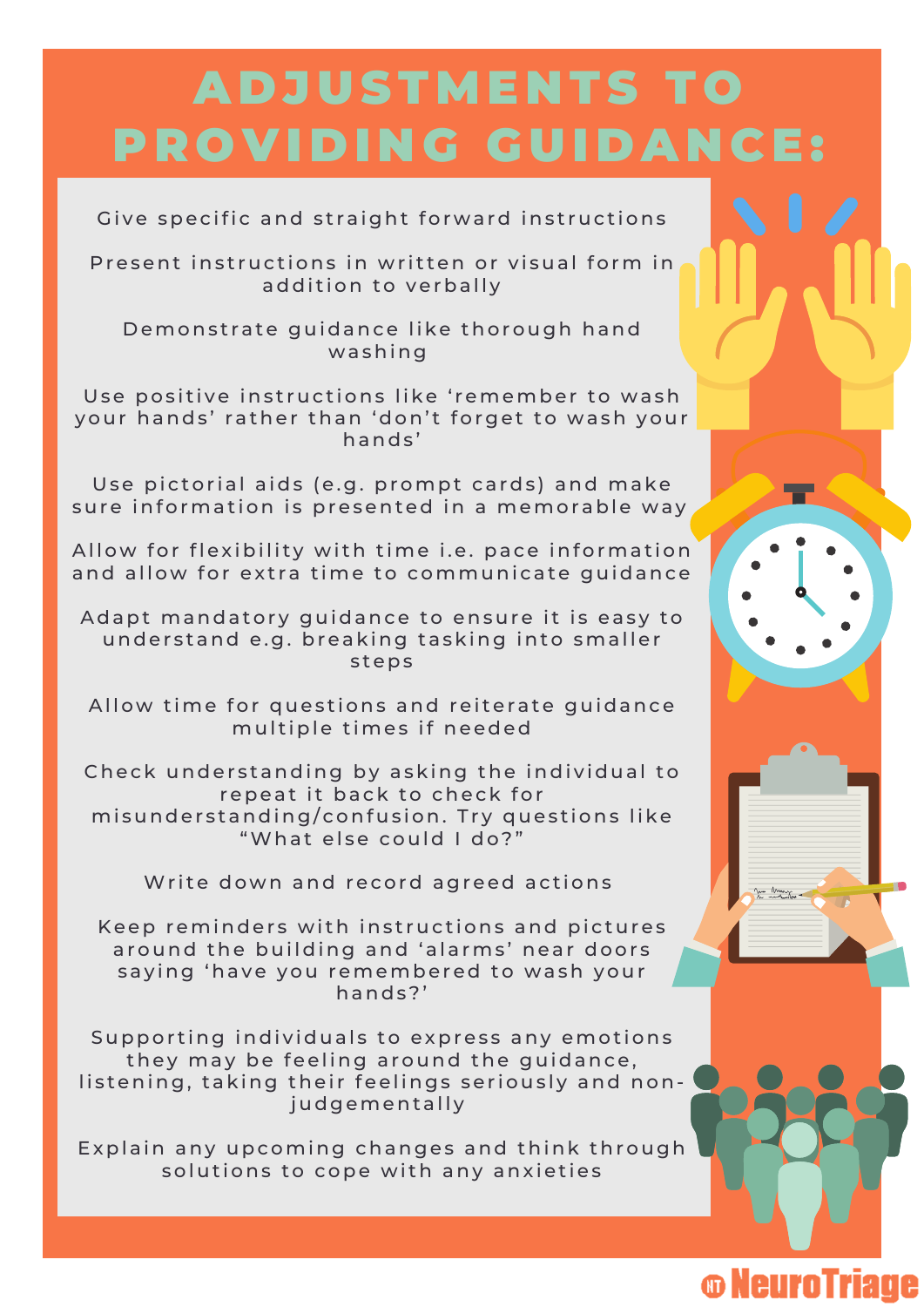# ADJUSTMENTS TO PROVIDING GUIDANCE:

Give specific and straight forward instructions

Present instructions in written or visual form in addition to verbally

Demonstrate guidance like thorough hand washing

Use positive instructions like 'remember to wash your hands' rather than 'don't forget to wash your hands'

Use pictorial aids (e.g. prompt cards) and make sure information is presented in a memorable way

Allow for flexibility with time i.e. pace information and allow for extra time to communicate guidance

Adapt mandatory guidance to ensure it is easy to understand e.g. breaking tasking into smaller steps

Allow time for questions and reiterate guidance multiple times if needed

Check understanding by asking the individual to repeat it back to check for misunderstanding/confusion. Try questions like "What else could I do?"

Write down and record agreed actions

Keep reminders with instructions and pictures around the building and 'alarms' near doors saying 'have you remembered to wash your hands?'

Supporting individuals to express any emotions they may be feeling around the guidance, listening, taking their feelings seriously and non-judgementally

Explain any upcoming changes and think through solutions to cope with any anxieties

NeuroTriage